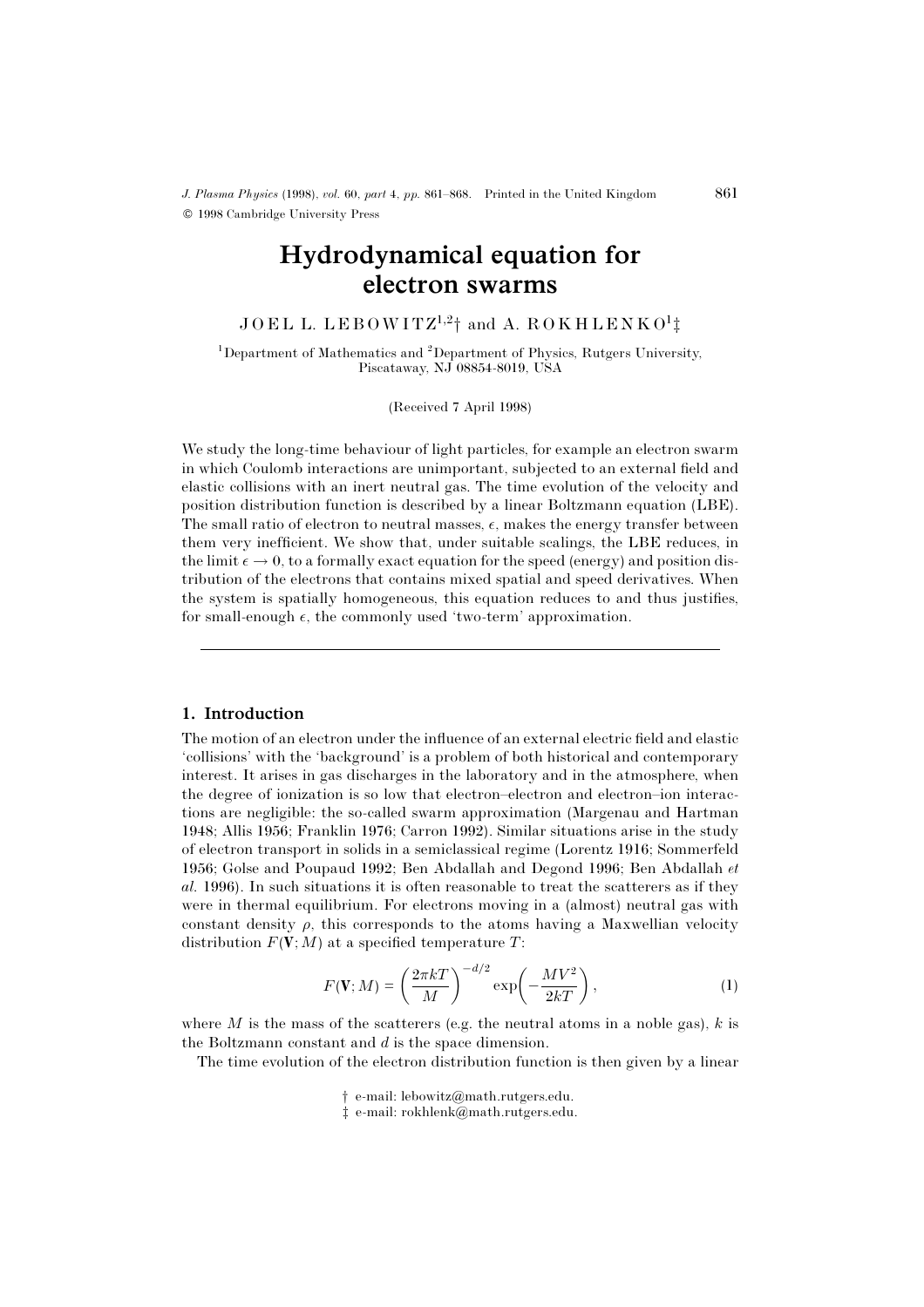# Hydrodynamical equation for electron swarms

JOEL L. LEBOWITZ[1,2]† and A. ROKHLENKO[1]‡

[1]Department of Mathematics and [2]Department of Physics, Rutgers University, Piscataway, NJ 08854-8019, USA

(Received 7 April 1998)

We study the long-time behaviour of light particles, for example an electron swarm in which Coulomb interactions are unimportant, subjected to an external field and elastic collisions with an inert neutral gas. The time evolution of the velocity and position distribution function is described by a linear Boltzmann equation (LBE). The small ratio of electron to neutral masses, $\epsilon$, makes the energy transfer between them very inefficient. We show that, under suitable scalings, the LBE reduces, in the limit $\epsilon \to 0$, to a formally exact equation for the speed (energy) and position distribution of the electrons that contains mixed spatial and speed derivatives. When the system is spatially homogeneous, this equation reduces to and thus justifies, for small-enough $\epsilon$, the commonly used 'two-term' approximation.

## 1. Introduction

The motion of an electron under the influence of an external electric field and elastic 'collisions' with the 'background' is a problem of both historical and contemporary interest. It arises in gas discharges in the laboratory and in the atmosphere, when the degree of ionization is so low that electron–electron and electron–ion interactions are negligible: the so-called swarm approximation (Margenau and Hartman 1948; Allis 1956; Franklin 1976; Carron 1992). Similar situations arise in the study of electron transport in solids in a semiclassical regime (Lorentz 1916; Sommerfeld 1956; Golse and Poupaud 1992; Ben Abdallah and Degond 1996; Ben Abdallah *et al.* 1996). In such situations it is often reasonable to treat the scatterers as if they were in thermal equilibrium. For electrons moving in a (almost) neutral gas with constant density $\rho$, this corresponds to the atoms having a Maxwellian velocity distribution $F(\mathbf{V}; M)$ at a specified temperature $T$:

$$F(\mathbf{V}; M) = \left(\frac{2\pi kT}{M}\right)^{-d/2} \exp\left(-\frac{MV^2}{2kT}\right), \tag{1}$$

where $M$ is the mass of the scatterers (e.g. the neutral atoms in a noble gas), $k$ is the Boltzmann constant and $d$ is the space dimension.

The time evolution of the electron distribution function is then given by a linear

† e-mail: lebowitz@math.rutgers.edu.
‡ e-mail: rokhlenk@math.rutgers.edu.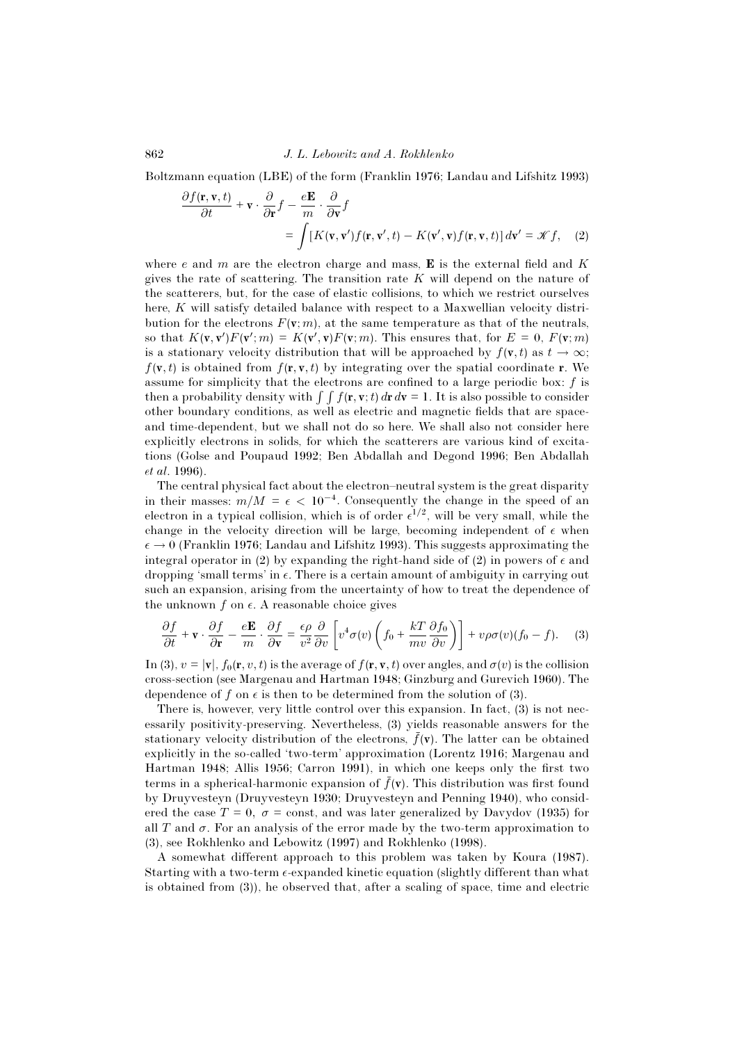Boltzmann equation (LBE) of the form (Franklin 1976; Landau and Lifshitz 1993)

$$\frac{\partial f(\mathbf{r},\mathbf{v},t)}{\partial t} + \mathbf{v}\cdot\frac{\partial}{\partial \mathbf{r}}f - \frac{e\mathbf{E}}{m}\cdot\frac{\partial}{\partial \mathbf{v}}f = \int [K(\mathbf{v},\mathbf{v}')f(\mathbf{r},\mathbf{v}',t) - K(\mathbf{v}',\mathbf{v})f(\mathbf{r},\mathbf{v},t)]\,d\mathbf{v}' = \mathscr{K}f, \quad (2)$$

where $e$ and $m$ are the electron charge and mass, $\mathbf{E}$ is the external field and $K$ gives the rate of scattering. The transition rate $K$ will depend on the nature of the scatterers, but, for the case of elastic collisions, to which we restrict ourselves here, $K$ will satisfy detailed balance with respect to a Maxwellian velocity distribution for the electrons $F(\mathbf{v};m)$, at the same temperature as that of the neutrals, so that $K(\mathbf{v},\mathbf{v}')F(\mathbf{v}';m) = K(\mathbf{v}',\mathbf{v})F(\mathbf{v};m)$. This ensures that, for $E=0$, $F(\mathbf{v};m)$ is a stationary velocity distribution that will be approached by $f(\mathbf{v},t)$ as $t\to\infty$; $f(\mathbf{v},t)$ is obtained from $f(\mathbf{r},\mathbf{v},t)$ by integrating over the spatial coordinate $\mathbf{r}$. We assume for simplicity that the electrons are confined to a large periodic box: $f$ is then a probability density with $\int\int f(\mathbf{r},\mathbf{v};t)\,d\mathbf{r}\,d\mathbf{v} = 1$. It is also possible to consider other boundary conditions, as well as electric and magnetic fields that are space- and time-dependent, but we shall not do so here. We shall also not consider here explicitly electrons in solids, for which the scatterers are various kind of excitations (Golse and Poupaud 1992; Ben Abdallah and Degond 1996; Ben Abdallah *et al.* 1996).

The central physical fact about the electron–neutral system is the great disparity in their masses: $m/M = \epsilon < 10^{-4}$. Consequently the change in the speed of an electron in a typical collision, which is of order $\epsilon^{1/2}$, will be very small, while the change in the velocity direction will be large, becoming independent of $\epsilon$ when $\epsilon \to 0$ (Franklin 1976; Landau and Lifshitz 1993). This suggests approximating the integral operator in (2) by expanding the right-hand side of (2) in powers of $\epsilon$ and dropping 'small terms' in $\epsilon$. There is a certain amount of ambiguity in carrying out such an expansion, arising from the uncertainty of how to treat the dependence of the unknown $f$ on $\epsilon$. A reasonable choice gives

$$\frac{\partial f}{\partial t} + \mathbf{v}\cdot\frac{\partial f}{\partial \mathbf{r}} - \frac{e\mathbf{E}}{m}\cdot\frac{\partial f}{\partial \mathbf{v}} = \frac{\epsilon\rho}{v^2}\frac{\partial}{\partial v}\left[v^4\sigma(v)\left(f_0 + \frac{kT}{mv}\frac{\partial f_0}{\partial v}\right)\right] + v\rho\sigma(v)(f_0 - f). \quad (3)$$

In (3), $v = |\mathbf{v}|$, $f_0(\mathbf{r},v,t)$ is the average of $f(\mathbf{r},\mathbf{v},t)$ over angles, and $\sigma(v)$ is the collision cross-section (see Margenau and Hartman 1948; Ginzburg and Gurevich 1960). The dependence of $f$ on $\epsilon$ is then to be determined from the solution of (3).

There is, however, very little control over this expansion. In fact, (3) is not necessarily positivity-preserving. Nevertheless, (3) yields reasonable answers for the stationary velocity distribution of the electrons, $\bar{f}(\mathbf{v})$. The latter can be obtained explicitly in the so-called 'two-term' approximation (Lorentz 1916; Margenau and Hartman 1948; Allis 1956; Carron 1991), in which one keeps only the first two terms in a spherical-harmonic expansion of $\bar{f}(\mathbf{v})$. This distribution was first found by Druyvesteyn (Druyvesteyn 1930; Druyvesteyn and Penning 1940), who considered the case $T=0$, $\sigma = \text{const}$, and was later generalized by Davydov (1935) for all $T$ and $\sigma$. For an analysis of the error made by the two-term approximation to (3), see Rokhlenko and Lebowitz (1997) and Rokhlenko (1998).

A somewhat different approach to this problem was taken by Koura (1987). Starting with a two-term $\epsilon$-expanded kinetic equation (slightly different than what is obtained from (3)), he observed that, after a scaling of space, time and electric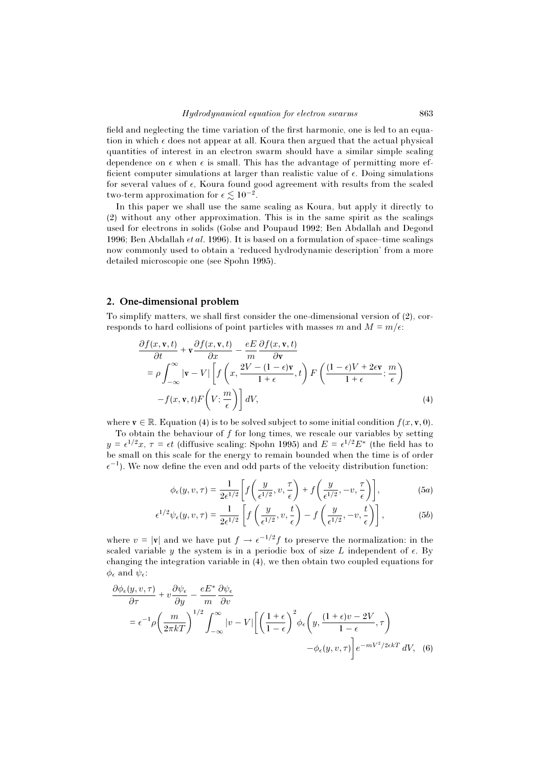field and neglecting the time variation of the first harmonic, one is led to an equation in which $\epsilon$ does not appear at all. Koura then argued that the actual physical quantities of interest in an electron swarm should have a similar simple scaling dependence on $\epsilon$ when $\epsilon$ is small. This has the advantage of permitting more efficient computer simulations at larger than realistic value of $\epsilon$. Doing simulations for several values of $\epsilon$, Koura found good agreement with results from the scaled two-term approximation for $\epsilon \lesssim 10^{-2}$.

In this paper we shall use the same scaling as Koura, but apply it directly to (2) without any other approximation. This is in the same spirit as the scalings used for electrons in solids (Golse and Poupaud 1992; Ben Abdallah and Degond 1996; Ben Abdallah *et al.* 1996). It is based on a formulation of space–time scalings now commonly used to obtain a 'reduced hydrodynamic description' from a more detailed microscopic one (see Spohn 1995).

## 2. One-dimensional problem

To simplify matters, we shall first consider the one-dimensional version of (2), corresponds to hard collisions of point particles with masses $m$ and $M = m/\epsilon$:

$$
\begin{aligned}
&\frac{\partial f(x,\mathbf{v},t)}{\partial t} + \mathbf{v}\frac{\partial f(x,\mathbf{v},t)}{\partial x} - \frac{eE}{m}\frac{\partial f(x,\mathbf{v},t)}{\partial \mathbf{v}} \\
&= \rho \int_{-\infty}^{\infty} |\mathbf{v} - V| \left[ f\left(x, \frac{2V-(1-\epsilon)\mathbf{v}}{1+\epsilon}, t\right) F\left(\frac{(1-\epsilon)V + 2\epsilon \mathbf{v}}{1+\epsilon}; \frac{m}{\epsilon}\right) \right. \\
&\qquad \left. - f(x,\mathbf{v},t) F\left(V; \frac{m}{\epsilon}\right)\right] dV, \qquad (4)
\end{aligned}
$$

where $\mathbf{v} \in \mathbb{R}$. Equation (4) is to be solved subject to some initial condition $f(x,\mathbf{v},0)$.

To obtain the behaviour of $f$ for long times, we rescale our variables by setting $y = \epsilon^{1/2}x$, $\tau = \epsilon t$ (diffusive scaling: Spohn 1995) and $E = \epsilon^{1/2}E^*$ (the field has to be small on this scale for the energy to remain bounded when the time is of order $\epsilon^{-1}$). We now define the even and odd parts of the velocity distribution function:

$$
\phi_\epsilon(y,v,\tau) = \frac{1}{2\epsilon^{1/2}}\left[ f\left(\frac{y}{\epsilon^{1/2}}, v, \frac{\tau}{\epsilon}\right) + f\left(\frac{y}{\epsilon^{1/2}}, -v, \frac{\tau}{\epsilon}\right)\right], \qquad (5a)
$$

$$
\epsilon^{1/2}\psi_\epsilon(y,v,\tau) = \frac{1}{2\epsilon^{1/2}}\left[ f\left(\frac{y}{\epsilon^{1/2}}, v, \frac{t}{\epsilon}\right) - f\left(\frac{y}{\epsilon^{1/2}}, -v, \frac{t}{\epsilon}\right)\right], \qquad (5b)
$$

where $v = |\mathbf{v}|$ and we have put $f \to \epsilon^{-1/2} f$ to preserve the normalization: in the scaled variable $y$ the system is in a periodic box of size $L$ independent of $\epsilon$. By changing the integration variable in (4), we then obtain two coupled equations for $\phi_\epsilon$ and $\psi_\epsilon$:

$$
\begin{aligned}
&\frac{\partial \phi_\epsilon(y,v,\tau)}{\partial \tau} + v\frac{\partial \psi_\epsilon}{\partial y} - \frac{eE^*}{m}\frac{\partial \psi_\epsilon}{\partial v} \\
&= \epsilon^{-1}\rho\left(\frac{m}{2\pi kT}\right)^{1/2} \int_{-\infty}^{\infty} |v - V| \left[ \left(\frac{1+\epsilon}{1-\epsilon}\right)^2 \phi_\epsilon\left(y, \frac{(1+\epsilon)v - 2V}{1-\epsilon}, \tau\right) \right. \\
&\qquad \left. - \phi_\epsilon(y,v,\tau)\right] e^{-mV^2/2\epsilon kT}\, dV, \qquad (6)
\end{aligned}
$$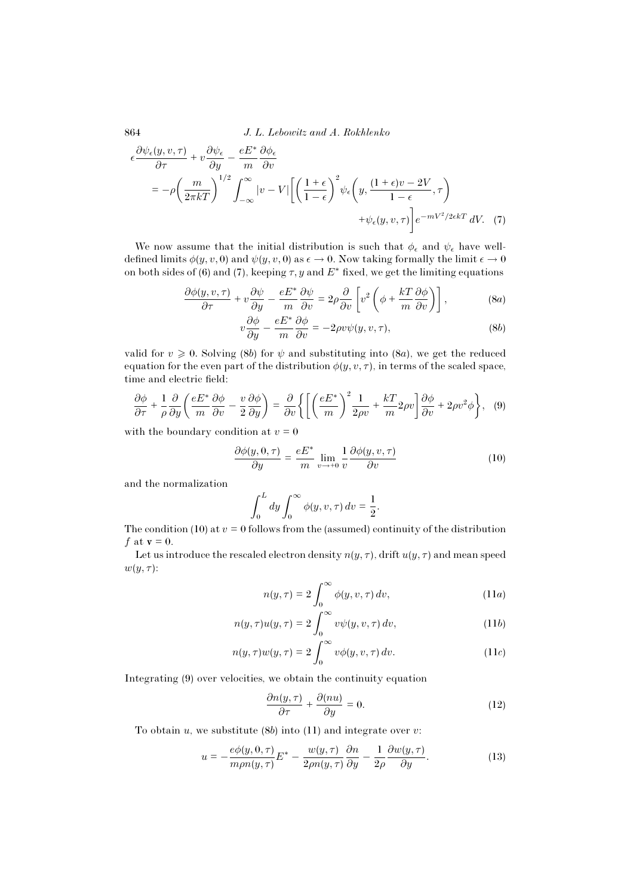$$
\epsilon \frac{\partial \psi_\epsilon(y,v,\tau)}{\partial \tau} + v\frac{\partial \psi_\epsilon}{\partial y} - \frac{eE^*}{m}\frac{\partial \phi_\epsilon}{\partial v}
$$

$$
= -\rho\left(\frac{m}{2\pi kT}\right)^{1/2} \int_{-\infty}^{\infty} |v-V| \left[\left(\frac{1+\epsilon}{1-\epsilon}\right)^2 \psi_\epsilon\left(y, \frac{(1+\epsilon)v - 2V}{1-\epsilon}, \tau\right) + \psi_\epsilon(y,v,\tau)\right] e^{-mV^2/2\epsilon kT}\, dV. \quad (7)
$$

We now assume that the initial distribution is such that $\phi_\epsilon$ and $\psi_\epsilon$ have well-defined limits $\phi(y,v,0)$ and $\psi(y,v,0)$ as $\epsilon \to 0$. Now taking formally the limit $\epsilon \to 0$ on both sides of (6) and (7), keeping $\tau, y$ and $E^*$ fixed, we get the limiting equations

$$
\frac{\partial \phi(y,v,\tau)}{\partial \tau} + v\frac{\partial \psi}{\partial y} - \frac{eE^*}{m}\frac{\partial \psi}{\partial v} = 2\rho \frac{\partial}{\partial v}\left[v^2\left(\phi + \frac{kT}{m}\frac{\partial \phi}{\partial v}\right)\right], \quad (8a)
$$

$$
v\frac{\partial \phi}{\partial y} - \frac{eE^*}{m}\frac{\partial \phi}{\partial v} = -2\rho v \psi(y,v,\tau), \quad (8b)
$$

valid for $v \geqslant 0$. Solving (8$b$) for $\psi$ and substituting into (8$a$), we get the reduced equation for the even part of the distribution $\phi(y,v,\tau)$, in terms of the scaled space, time and electric field:

$$
\frac{\partial \phi}{\partial \tau} + \frac{1}{\rho}\frac{\partial}{\partial y}\left(\frac{eE^*}{m}\frac{\partial \phi}{\partial v} - \frac{v}{2}\frac{\partial \phi}{\partial y}\right) = \frac{\partial}{\partial v}\left\{\left[\left(\frac{eE^*}{m}\right)^2 \frac{1}{2\rho v} + \frac{kT}{m}2\rho v\right]\frac{\partial \phi}{\partial v} + 2\rho v^2 \phi\right\}, \quad (9)
$$

with the boundary condition at $v = 0$

$$
\frac{\partial \phi(y,0,\tau)}{\partial y} = \frac{eE^*}{m}\lim_{v \to +0}\frac{1}{v}\frac{\partial \phi(y,v,\tau)}{\partial v} \quad (10)
$$

and the normalization

$$
\int_0^L dy \int_0^\infty \phi(y,v,\tau)\, dv = \frac{1}{2}.
$$

The condition (10) at $v = 0$ follows from the (assumed) continuity of the distribution $f$ at $\mathbf{v} = 0$.

Let us introduce the rescaled electron density $n(y,\tau)$, drift $u(y,\tau)$ and mean speed $w(y,\tau)$:

$$
n(y,\tau) = 2\int_0^\infty \phi(y,v,\tau)\, dv, \quad (11a)
$$

$$
n(y,\tau)u(y,\tau) = 2\int_0^\infty v\psi(y,v,\tau)\, dv, \quad (11b)
$$

$$
n(y,\tau)w(y,\tau) = 2\int_0^\infty v\phi(y,v,\tau)\, dv. \quad (11c)
$$

Integrating (9) over velocities, we obtain the continuity equation

$$
\frac{\partial n(y,\tau)}{\partial \tau} + \frac{\partial (nu)}{\partial y} = 0. \quad (12)
$$

To obtain $u$, we substitute (8$b$) into (11) and integrate over $v$:

$$
u = -\frac{e\phi(y,0,\tau)}{m\rho n(y,\tau)}E^* - \frac{w(y,\tau)}{2\rho n(y,\tau)}\frac{\partial n}{\partial y} - \frac{1}{2\rho}\frac{\partial w(y,\tau)}{\partial y}. \quad (13)
$$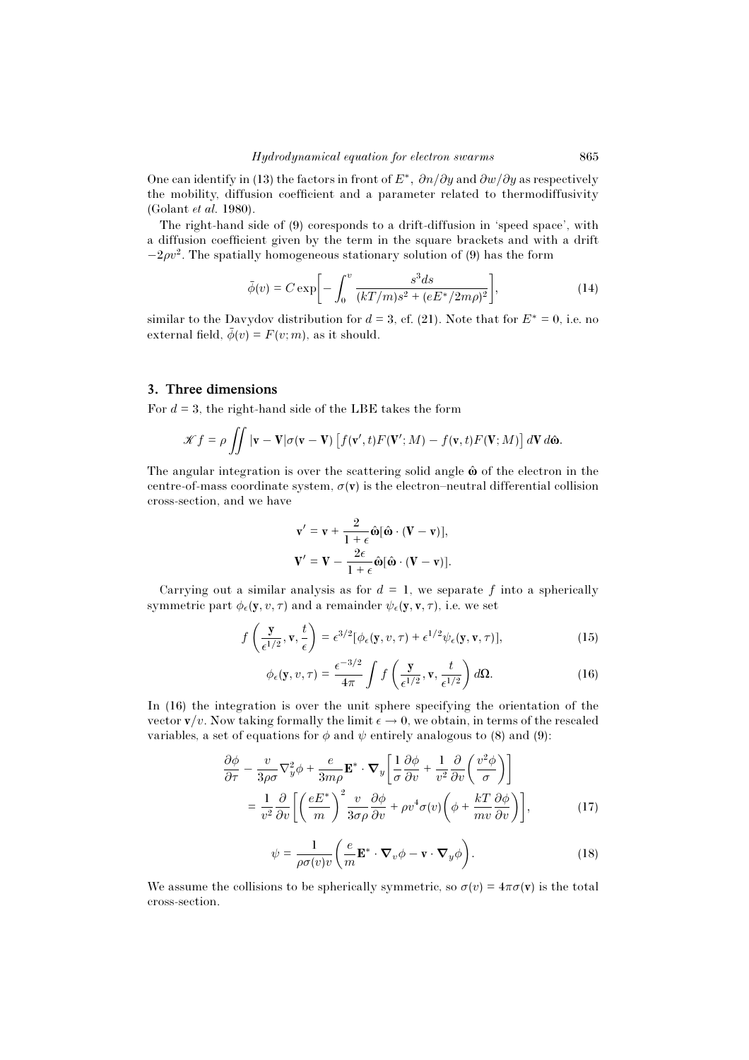One can identify in (13) the factors in front of $E^*$, $\partial n/\partial y$ and $\partial w/\partial y$ as respectively the mobility, diffusion coefficient and a parameter related to thermodiffusivity (Golant *et al.* 1980).

The right-hand side of (9) coresponds to a drift-diffusion in 'speed space', with a diffusion coefficient given by the term in the square brackets and with a drift $-2\rho v^2$. The spatially homogeneous stationary solution of (9) has the form

$$\bar{\phi}(v) = C \exp\left[-\int_0^v \frac{s^3 ds}{(kT/m)s^2 + (eE^*/2m\rho)^2}\right], \tag{14}$$

similar to the Davydov distribution for $d = 3$, cf. (21). Note that for $E^* = 0$, i.e. no external field, $\bar{\phi}(v) = F(v; m)$, as it should.

## 3. Three dimensions

For $d = 3$, the right-hand side of the LBE takes the form

$$\mathscr{K} f = \rho \iint |\mathbf{v} - \mathbf{V}|\sigma(\mathbf{v} - \mathbf{V}) \left[f(\mathbf{v}', t)F(\mathbf{V}'; M) - f(\mathbf{v}, t)F(\mathbf{V}; M)\right] d\mathbf{V}\, d\hat{\boldsymbol{\omega}}.$$

The angular integration is over the scattering solid angle $\hat{\boldsymbol{\omega}}$ of the electron in the centre-of-mass coordinate system, $\sigma(\mathbf{v})$ is the electron–neutral differential collision cross-section, and we have

$$\mathbf{v}' = \mathbf{v} + \frac{2}{1+\epsilon}\hat{\boldsymbol{\omega}}[\hat{\boldsymbol{\omega}} \cdot (\mathbf{V} - \mathbf{v})],$$
$$\mathbf{V}' = \mathbf{V} - \frac{2\epsilon}{1+\epsilon}\hat{\boldsymbol{\omega}}[\hat{\boldsymbol{\omega}} \cdot (\mathbf{V} - \mathbf{v})].$$

Carrying out a similar analysis as for $d = 1$, we separate $f$ into a spherically symmetric part $\phi_\epsilon(\mathbf{y}, v, \tau)$ and a remainder $\psi_\epsilon(\mathbf{y}, \mathbf{v}, \tau)$, i.e. we set

$$f\left(\frac{\mathbf{y}}{\epsilon^{1/2}}, \mathbf{v}, \frac{t}{\epsilon}\right) = \epsilon^{3/2}[\phi_\epsilon(\mathbf{y}, v, \tau) + \epsilon^{1/2}\psi_\epsilon(\mathbf{y}, \mathbf{v}, \tau)], \tag{15}$$

$$\phi_\epsilon(\mathbf{y}, v, \tau) = \frac{\epsilon^{-3/2}}{4\pi} \int f\left(\frac{\mathbf{y}}{\epsilon^{1/2}}, \mathbf{v}, \frac{t}{\epsilon^{1/2}}\right) d\boldsymbol{\Omega}. \tag{16}$$

In (16) the integration is over the unit sphere specifying the orientation of the vector $\mathbf{v}/v$. Now taking formally the limit $\epsilon \to 0$, we obtain, in terms of the rescaled variables, a set of equations for $\phi$ and $\psi$ entirely analogous to (8) and (9):

$$\frac{\partial \phi}{\partial \tau} - \frac{v}{3\rho\sigma}\nabla_y^2\phi + \frac{e}{3m\rho}\mathbf{E}^* \cdot \boldsymbol{\nabla}_y\left[\frac{1}{\sigma}\frac{\partial \phi}{\partial v} + \frac{1}{v^2}\frac{\partial}{\partial v}\left(\frac{v^2\phi}{\sigma}\right)\right]$$
$$= \frac{1}{v^2}\frac{\partial}{\partial v}\left[\left(\frac{eE^*}{m}\right)^2 \frac{v}{3\sigma\rho}\frac{\partial \phi}{\partial v} + \rho v^4\sigma(v)\left(\phi + \frac{kT}{mv}\frac{\partial \phi}{\partial v}\right)\right], \tag{17}$$

$$\psi = \frac{1}{\rho\sigma(v)v}\left(\frac{e}{m}\mathbf{E}^* \cdot \boldsymbol{\nabla}_v\phi - \mathbf{v} \cdot \boldsymbol{\nabla}_y\phi\right). \tag{18}$$

We assume the collisions to be spherically symmetric, so $\sigma(v) = 4\pi\sigma(\mathbf{v})$ is the total cross-section.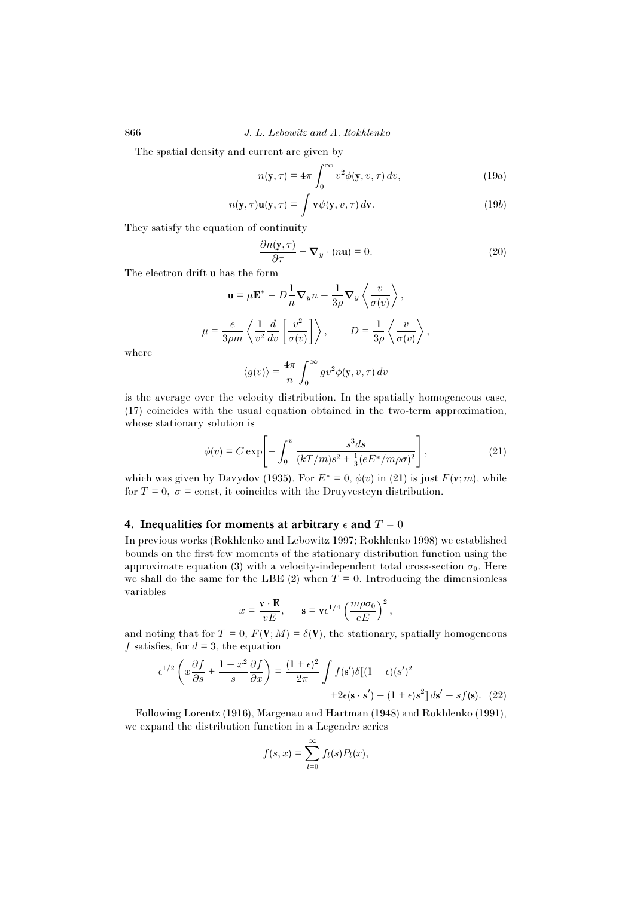The spatial density and current are given by

$$n(\mathbf{y}, \tau) = 4\pi \int_0^\infty v^2 \phi(\mathbf{y}, v, \tau)\, dv, \tag{19a}$$

$$n(\mathbf{y}, \tau)\mathbf{u}(\mathbf{y}, \tau) = \int \mathbf{v}\psi(\mathbf{y}, v, \tau)\, d\mathbf{v}. \tag{19b}$$

They satisfy the equation of continuity

$$\frac{\partial n(\mathbf{y}, \tau)}{\partial \tau} + \boldsymbol{\nabla}_y \cdot (n\mathbf{u}) = 0. \tag{20}$$

The electron drift $\mathbf{u}$ has the form

$$\mathbf{u} = \mu \mathbf{E}^* - D\frac{1}{n}\boldsymbol{\nabla}_y n - \frac{1}{3\rho}\boldsymbol{\nabla}_y \left\langle \frac{v}{\sigma(v)} \right\rangle,$$

$$\mu = \frac{e}{3\rho m}\left\langle \frac{1}{v^2}\frac{d}{dv}\left[\frac{v^2}{\sigma(v)}\right]\right\rangle, \qquad D = \frac{1}{3\rho}\left\langle \frac{v}{\sigma(v)} \right\rangle,$$

where

$$\langle g(v)\rangle = \frac{4\pi}{n}\int_0^\infty g v^2 \phi(\mathbf{y}, v, \tau)\, dv$$

is the average over the velocity distribution. In the spatially homogeneous case, (17) coincides with the usual equation obtained in the two-term approximation, whose stationary solution is

$$\phi(v) = C\exp\left[-\int_0^v \frac{s^3 ds}{(kT/m)s^2 + \frac{1}{3}(eE^*/m\rho\sigma)^2}\right], \tag{21}$$

which was given by Davydov (1935). For $E^* = 0$, $\phi(v)$ in (21) is just $F(\mathbf{v}; m)$, while for $T = 0$, $\sigma = \text{const}$, it coincides with the Druyvesteyn distribution.

## 4. Inequalities for moments at arbitrary $\epsilon$ and $T = 0$

In previous works (Rokhlenko and Lebowitz 1997; Rokhlenko 1998) we established bounds on the first few moments of the stationary distribution function using the approximate equation (3) with a velocity-independent total cross-section $\sigma_0$. Here we shall do the same for the LBE (2) when $T = 0$. Introducing the dimensionless variables

$$x = \frac{\mathbf{v}\cdot\mathbf{E}}{vE}, \qquad \mathbf{s} = \mathbf{v}\epsilon^{1/4}\left(\frac{m\rho\sigma_0}{eE}\right)^2,$$

and noting that for $T = 0$, $F(\mathbf{V}; M) = \delta(\mathbf{V})$, the stationary, spatially homogeneous $f$ satisfies, for $d = 3$, the equation

$$-\epsilon^{1/2}\left(x\frac{\partial f}{\partial s} + \frac{1-x^2}{s}\frac{\partial f}{\partial x}\right) = \frac{(1+\epsilon)^2}{2\pi}\int f(\mathbf{s}')\delta[(1-\epsilon)(s')^2 + 2\epsilon(\mathbf{s}\cdot s') - (1+\epsilon)s^2]\, d\mathbf{s}' - sf(\mathbf{s}). \tag{22}$$

Following Lorentz (1916), Margenau and Hartman (1948) and Rokhlenko (1991), we expand the distribution function in a Legendre series

$$f(s, x) = \sum_{l=0}^\infty f_l(s)P_l(x),$$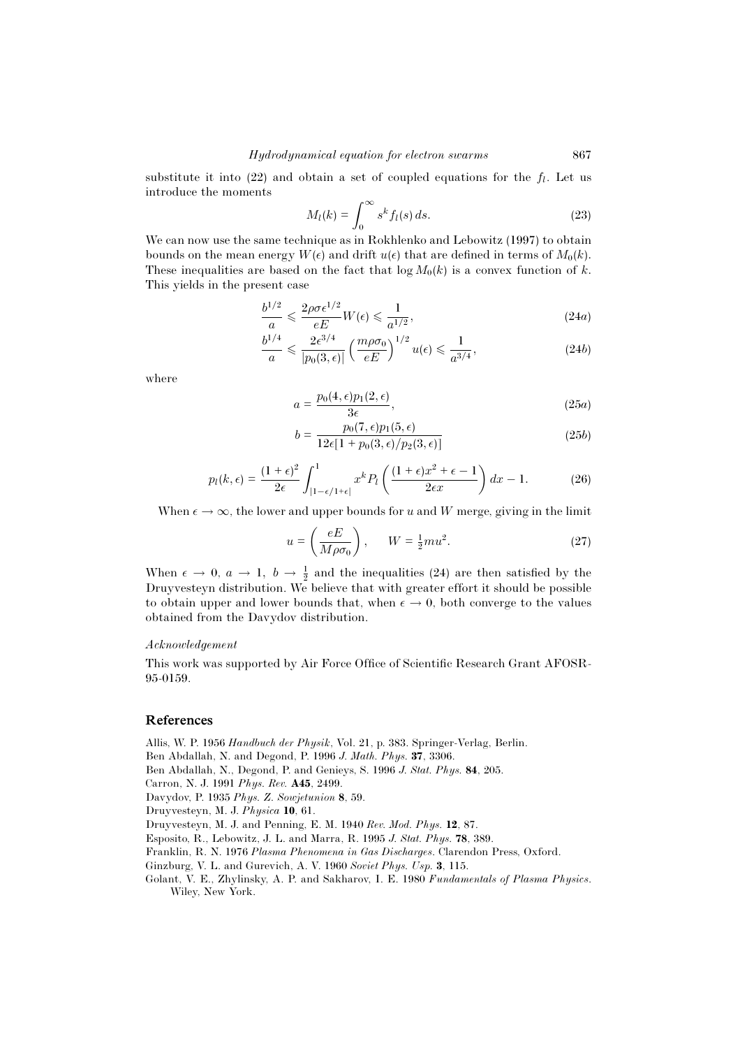substitute it into (22) and obtain a set of coupled equations for the $f_l$. Let us introduce the moments

$$M_l(k) = \int_0^\infty s^k f_l(s)\, ds. \tag{23}$$

We can now use the same technique as in Rokhlenko and Lebowitz (1997) to obtain bounds on the mean energy $W(\epsilon)$ and drift $u(\epsilon)$ that are defined in terms of $M_0(k)$. These inequalities are based on the fact that $\log M_0(k)$ is a convex function of $k$. This yields in the present case

$$\frac{b^{1/2}}{a} \leqslant \frac{2\rho\sigma\epsilon^{1/2}}{eE} W(\epsilon) \leqslant \frac{1}{a^{1/2}}, \tag{24a}$$

$$\frac{b^{1/4}}{a} \leqslant \frac{2\epsilon^{3/4}}{|p_0(3,\epsilon)|} \left(\frac{m\rho\sigma_0}{eE}\right)^{1/2} u(\epsilon) \leqslant \frac{1}{a^{3/4}}, \tag{24b}$$

where

$$a = \frac{p_0(4,\epsilon)p_1(2,\epsilon)}{3\epsilon}, \tag{25a}$$

$$b = \frac{p_0(7,\epsilon)p_1(5,\epsilon)}{12\epsilon[1 + p_0(3,\epsilon)/p_2(3,\epsilon)]} \tag{25b}$$

$$p_l(k,\epsilon) = \frac{(1+\epsilon)^2}{2\epsilon} \int_{|1-\epsilon/1+\epsilon|}^1 x^k P_l\left(\frac{(1+\epsilon)x^2 + \epsilon - 1}{2\epsilon x}\right) dx - 1. \tag{26}$$

When $\epsilon \to \infty$, the lower and upper bounds for $u$ and $W$ merge, giving in the limit

$$u = \left(\frac{eE}{M\rho\sigma_0}\right), \qquad W = \tfrac{1}{2}mu^2. \tag{27}$$

When $\epsilon \to 0$, $a \to 1$, $b \to \frac{1}{2}$ and the inequalities (24) are then satisfied by the Druyvesteyn distribution. We believe that with greater effort it should be possible to obtain upper and lower bounds that, when $\epsilon \to 0$, both converge to the values obtained from the Davydov distribution.

*Acknowledgement*

This work was supported by Air Force Office of Scientific Research Grant AFOSR-95-0159.

## References

Allis, W. P. 1956 *Handbuch der Physik*, Vol. 21, p. 383. Springer-Verlag, Berlin.

Ben Abdallah, N. and Degond, P. 1996 *J. Math. Phys.* **37**, 3306.

Ben Abdallah, N., Degond, P. and Genieys, S. 1996 *J. Stat. Phys.* **84**, 205.

Carron, N. J. 1991 *Phys. Rev.* **A45**, 2499.

Davydov, P. 1935 *Phys. Z. Sowjetunion* **8**, 59.

Druyvesteyn, M. J. *Physica* **10**, 61.

Druyvesteyn, M. J. and Penning, E. M. 1940 *Rev. Mod. Phys.* **12**, 87.

Esposito, R., Lebowitz, J. L. and Marra, R. 1995 *J. Stat. Phys.* **78**, 389.

Franklin, R. N. 1976 *Plasma Phenomena in Gas Discharges*. Clarendon Press, Oxford.

Ginzburg, V. L. and Gurevich, A. V. 1960 *Soviet Phys. Usp.* **3**, 115.

Golant, V. E., Zhylinsky, A. P. and Sakharov, I. E. 1980 *Fundamentals of Plasma Physics*. Wiley, New York.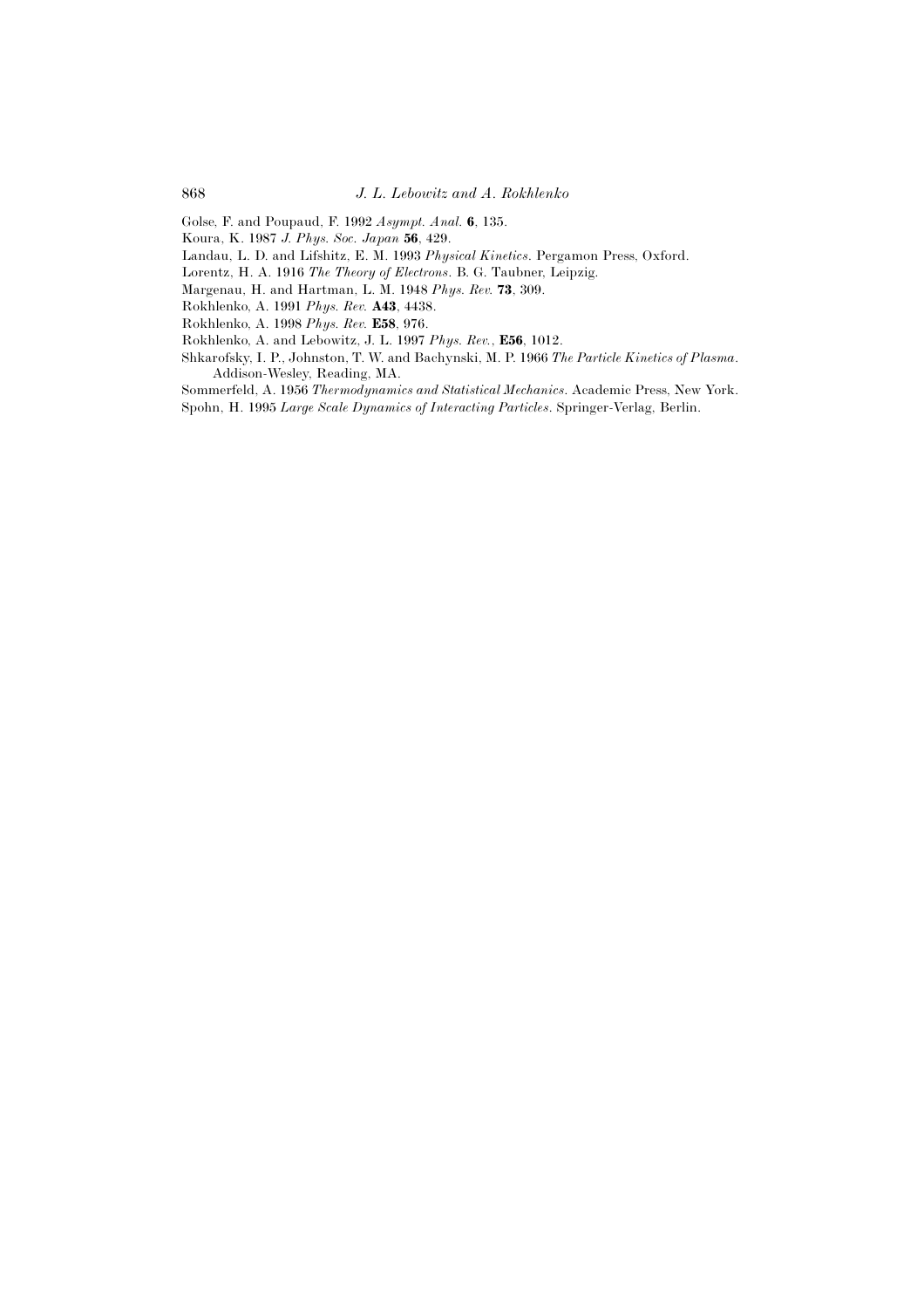Golse, F. and Poupaud, F. 1992 *Asympt. Anal.* **6**, 135.

Koura, K. 1987 *J. Phys. Soc. Japan* **56**, 429.

Landau, L. D. and Lifshitz, E. M. 1993 *Physical Kinetics*. Pergamon Press, Oxford.

Lorentz, H. A. 1916 *The Theory of Electrons*. B. G. Taubner, Leipzig.

Margenau, H. and Hartman, L. M. 1948 *Phys. Rev.* **73**, 309.

Rokhlenko, A. 1991 *Phys. Rev.* **A43**, 4438.

Rokhlenko, A. 1998 *Phys. Rev.* **E58**, 976.

Rokhlenko, A. and Lebowitz, J. L. 1997 *Phys. Rev.*, **E56**, 1012.

Shkarofsky, I. P., Johnston, T. W. and Bachynski, M. P. 1966 *The Particle Kinetics of Plasma*. Addison-Wesley, Reading, MA.

Sommerfeld, A. 1956 *Thermodynamics and Statistical Mechanics*. Academic Press, New York.

Spohn, H. 1995 *Large Scale Dynamics of Interacting Particles*. Springer-Verlag, Berlin.